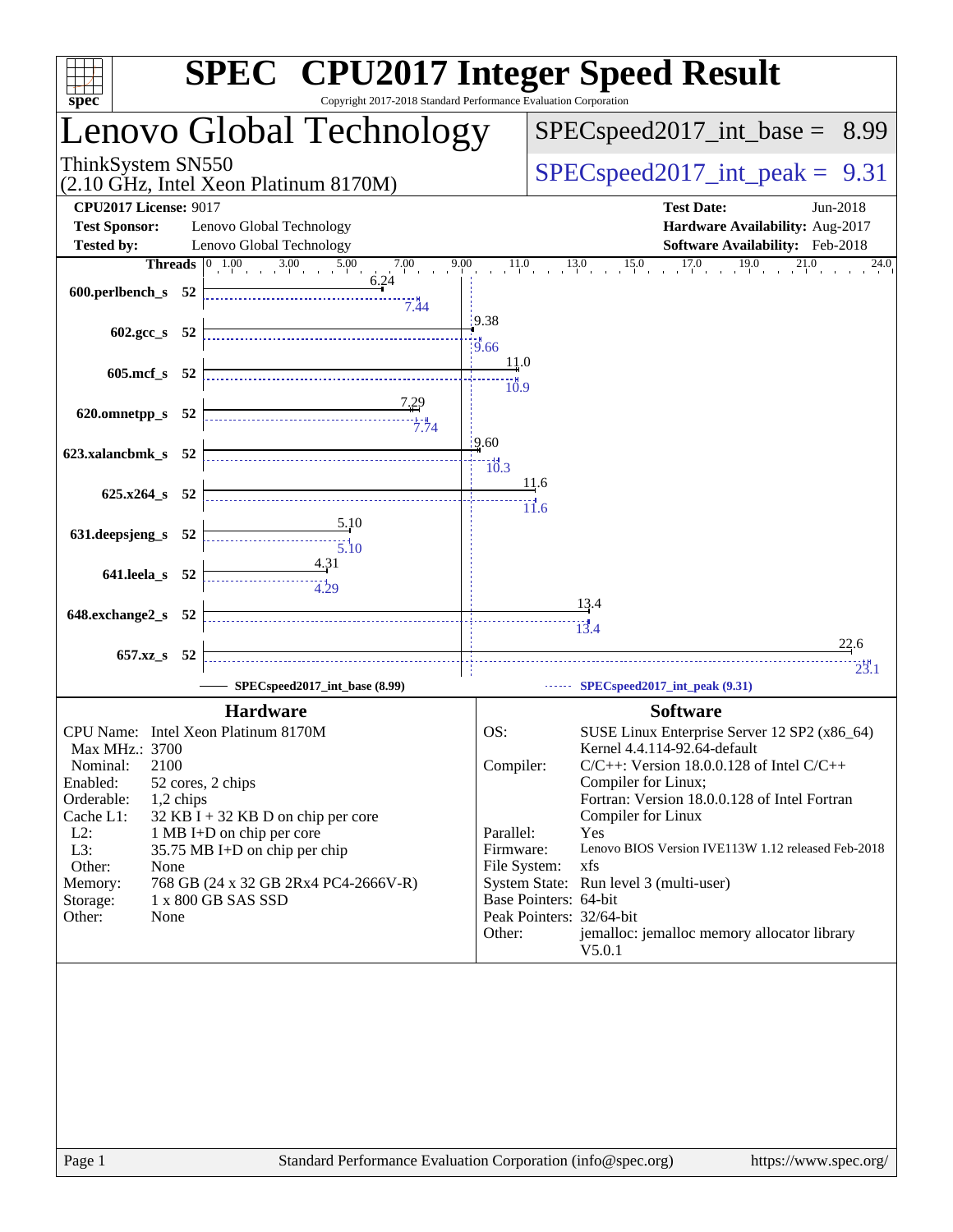# SPEC CPU2017 Integer Speed Result

Copyright 2017-2018 Standard Performance Evaluation Corporation

## Lenovo Global Technology

ThinkSystem SN550
(2.10 GHz, Intel Xeon Platinum 8170M)

SPECspeed2017_int_base = 8.99

SPECspeed2017_int_peak = 9.31

**CPU2017 License:** 9017
**Test Sponsor:** Lenovo Global Technology
**Tested by:** Lenovo Global Technology

**Test Date:** Jun-2018
**Hardware Availability:** Aug-2017
**Software Availability:** Feb-2018

| Benchmark | Threads | Base | Peak |
|---|---|---|---|
| 600.perlbench_s | 52 | 6.24 | 7.44 |
| 602.gcc_s | 52 | 9.38 | 9.66 |
| 605.mcf_s | 52 | 11.0 | 10.9 |
| 620.omnetpp_s | 52 | 7.29 | 7.74 |
| 623.xalancbmk_s | 52 | 9.60 | 10.3 |
| 625.x264_s | 52 | 11.6 | 11.6 |
| 631.deepsjeng_s | 52 | 5.10 | 5.10 |
| 641.leela_s | 52 | 4.31 | 4.29 |
| 648.exchange2_s | 52 | 13.4 | 13.4 |
| 657.xz_s | 52 | 22.6 | 23.1 |

SPECspeed2017_int_base (8.99) — SPECspeed2017_int_peak (9.31)

### Hardware

| | |
|---|---|
| CPU Name: | Intel Xeon Platinum 8170M |
| Max MHz.: | 3700 |
| Nominal: | 2100 |
| Enabled: | 52 cores, 2 chips |
| Orderable: | 1,2 chips |
| Cache L1: | 32 KB I + 32 KB D on chip per core |
| L2: | 1 MB I+D on chip per core |
| L3: | 35.75 MB I+D on chip per chip |
| Other: | None |
| Memory: | 768 GB (24 x 32 GB 2Rx4 PC4-2666V-R) |
| Storage: | 1 x 800 GB SAS SSD |
| Other: | None |

### Software

| | |
|---|---|
| OS: | SUSE Linux Enterprise Server 12 SP2 (x86_64) Kernel 4.4.114-92.64-default |
| Compiler: | C/C++: Version 18.0.0.128 of Intel C/C++ Compiler for Linux; Fortran: Version 18.0.0.128 of Intel Fortran Compiler for Linux |
| Parallel: | Yes |
| Firmware: | Lenovo BIOS Version IVE113W 1.12 released Feb-2018 |
| File System: | xfs |
| System State: | Run level 3 (multi-user) |
| Base Pointers: | 64-bit |
| Peak Pointers: | 32/64-bit |
| Other: | jemalloc: jemalloc memory allocator library V5.0.1 |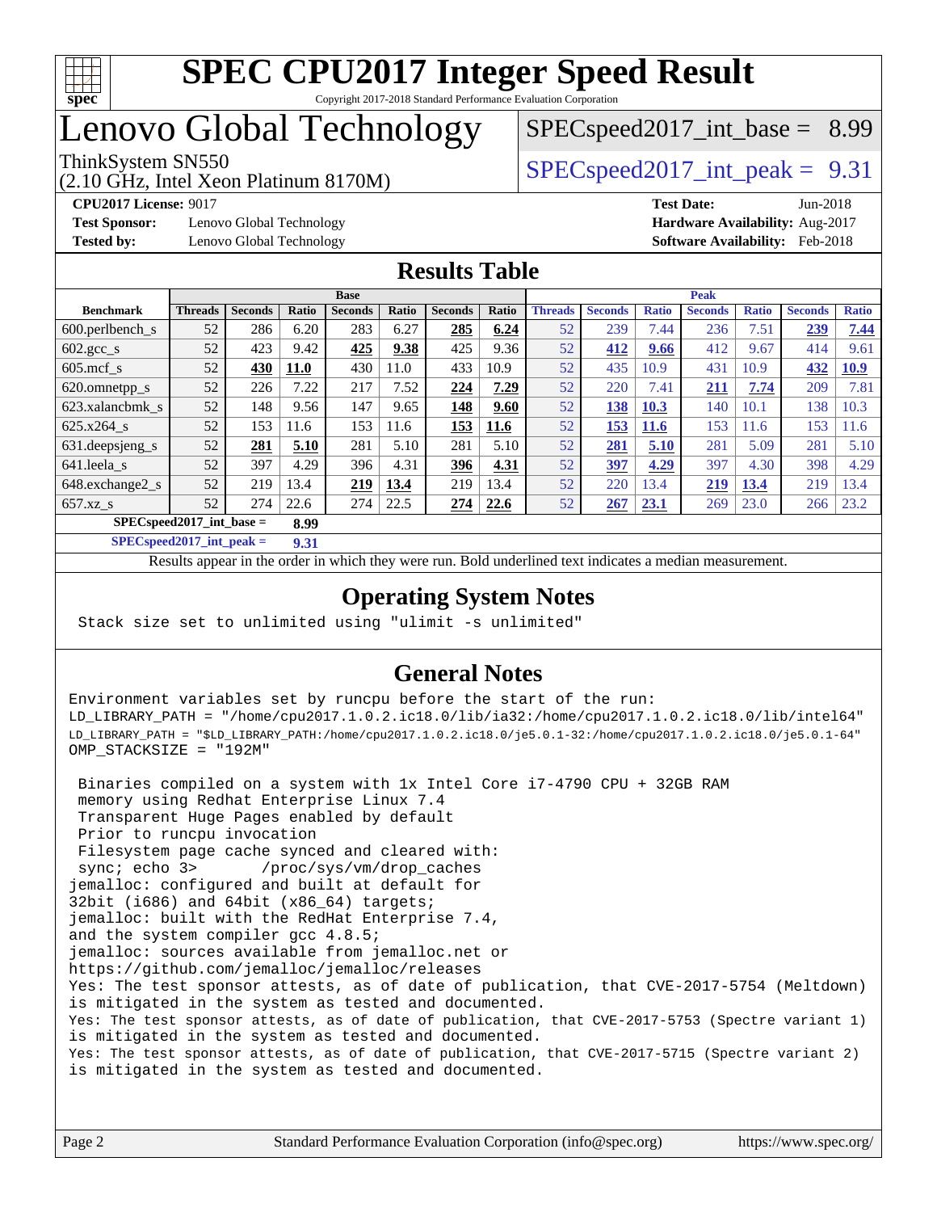# SPEC CPU2017 Integer Speed Result

Copyright 2017-2018 Standard Performance Evaluation Corporation

# Lenovo Global Technology

ThinkSystem SN550
(2.10 GHz, Intel Xeon Platinum 8170M)

SPECspeed2017_int_base = 8.99

SPECspeed2017_int_peak = 9.31

**CPU2017 License:** 9017
**Test Sponsor:** Lenovo Global Technology
**Tested by:** Lenovo Global Technology

**Test Date:** Jun-2018
**Hardware Availability:** Aug-2017
**Software Availability:** Feb-2018

## Results Table

| Benchmark | Base | | | | | | | Peak | | | | | | |
|---|---|---|---|---|---|---|---|---|---|---|---|---|---|---|
| | Threads | Seconds | Ratio | Seconds | Ratio | Seconds | Ratio | Threads | Seconds | Ratio | Seconds | Ratio | Seconds | Ratio |
| 600.perlbench_s | 52 | 286 | 6.20 | 283 | 6.27 | **285** | **6.24** | 52 | 239 | 7.44 | 236 | 7.51 | **239** | **7.44** |
| 602.gcc_s | 52 | 423 | 9.42 | **425** | **9.38** | 425 | 9.36 | 52 | **412** | **9.66** | 412 | 9.67 | 414 | 9.61 |
| 605.mcf_s | 52 | **430** | **11.0** | 430 | 11.0 | 433 | 10.9 | 52 | 435 | 10.9 | 431 | 10.9 | **432** | **10.9** |
| 620.omnetpp_s | 52 | 226 | 7.22 | 217 | 7.52 | **224** | **7.29** | 52 | 220 | 7.41 | **211** | **7.74** | 209 | 7.81 |
| 623.xalancbmk_s | 52 | 148 | 9.56 | 147 | 9.65 | **148** | **9.60** | 52 | **138** | **10.3** | 140 | 10.1 | 138 | 10.3 |
| 625.x264_s | 52 | 153 | 11.6 | 153 | 11.6 | **153** | **11.6** | 52 | **153** | **11.6** | 153 | 11.6 | 153 | 11.6 |
| 631.deepsjeng_s | 52 | **281** | **5.10** | 281 | 5.10 | 281 | 5.10 | 52 | **281** | **5.10** | 281 | 5.09 | 281 | 5.10 |
| 641.leela_s | 52 | 397 | 4.29 | 396 | 4.31 | **396** | **4.31** | 52 | **397** | **4.29** | 397 | 4.30 | 398 | 4.29 |
| 648.exchange2_s | 52 | 219 | 13.4 | **219** | **13.4** | 219 | 13.4 | 52 | 220 | 13.4 | **219** | **13.4** | 219 | 13.4 |
| 657.xz_s | 52 | 274 | 22.6 | 274 | 22.5 | **274** | **22.6** | 52 | **267** | **23.1** | 269 | 23.0 | 266 | 23.2 |

**SPECspeed2017_int_base = 8.99**

**SPECspeed2017_int_peak = 9.31**

Results appear in the order in which they were run. Bold underlined text indicates a median measurement.

## Operating System Notes

```
Stack size set to unlimited using "ulimit -s unlimited"
```

## General Notes

```
Environment variables set by runcpu before the start of the run:
LD_LIBRARY_PATH = "/home/cpu2017.1.0.2.ic18.0/lib/ia32:/home/cpu2017.1.0.2.ic18.0/lib/intel64"
LD_LIBRARY_PATH = "$LD_LIBRARY_PATH:/home/cpu2017.1.0.2.ic18.0/je5.0.1-32:/home/cpu2017.1.0.2.ic18.0/je5.0.1-64"
OMP_STACKSIZE = "192M"

 Binaries compiled on a system with 1x Intel Core i7-4790 CPU + 32GB RAM
 memory using Redhat Enterprise Linux 7.4
 Transparent Huge Pages enabled by default
 Prior to runcpu invocation
 Filesystem page cache synced and cleared with:
 sync; echo 3>       /proc/sys/vm/drop_caches
jemalloc: configured and built at default for
32bit (i686) and 64bit (x86_64) targets;
jemalloc: built with the RedHat Enterprise 7.4,
and the system compiler gcc 4.8.5;
jemalloc: sources available from jemalloc.net or
https://github.com/jemalloc/jemalloc/releases
Yes: The test sponsor attests, as of date of publication, that CVE-2017-5754 (Meltdown)
is mitigated in the system as tested and documented.
Yes: The test sponsor attests, as of date of publication, that CVE-2017-5753 (Spectre variant 1)
is mitigated in the system as tested and documented.
Yes: The test sponsor attests, as of date of publication, that CVE-2017-5715 (Spectre variant 2)
is mitigated in the system as tested and documented.
```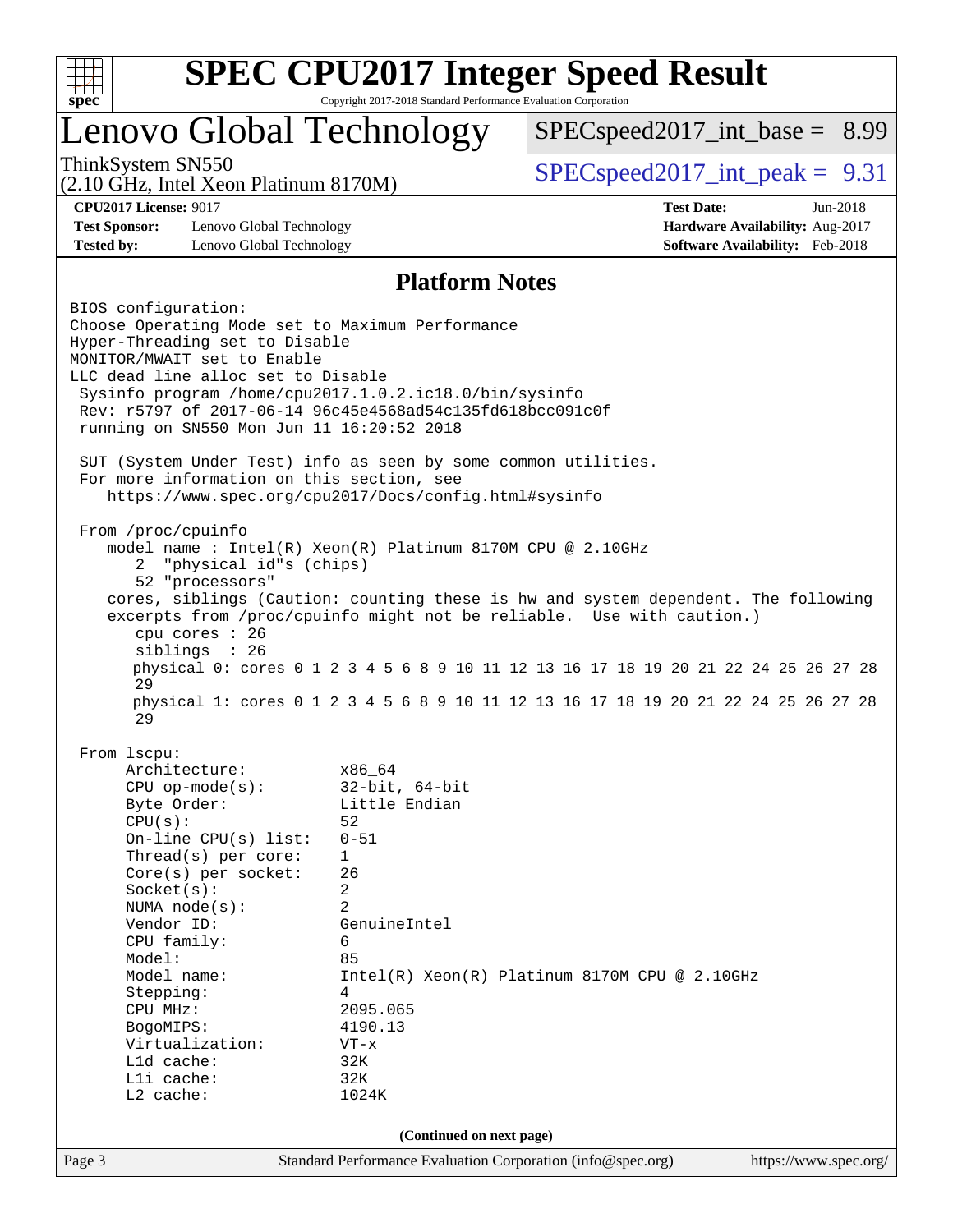# SPEC CPU2017 Integer Speed Result

Copyright 2017-2018 Standard Performance Evaluation Corporation

## Lenovo Global Technology

ThinkSystem SN550
(2.10 GHz, Intel Xeon Platinum 8170M)

SPECspeed2017_int_base = 8.99

SPECspeed2017_int_peak = 9.31

**CPU2017 License:** 9017
**Test Sponsor:** Lenovo Global Technology
**Tested by:** Lenovo Global Technology

**Test Date:** Jun-2018
**Hardware Availability:** Aug-2017
**Software Availability:** Feb-2018

## Platform Notes

```
BIOS configuration:
Choose Operating Mode set to Maximum Performance
Hyper-Threading set to Disable
MONITOR/MWAIT set to Enable
LLC dead line alloc set to Disable
 Sysinfo program /home/cpu2017.1.0.2.ic18.0/bin/sysinfo
 Rev: r5797 of 2017-06-14 96c45e4568ad54c135fd618bcc091c0f
 running on SN550 Mon Jun 11 16:20:52 2018

 SUT (System Under Test) info as seen by some common utilities.
 For more information on this section, see
    https://www.spec.org/cpu2017/Docs/config.html#sysinfo

 From /proc/cpuinfo
    model name : Intel(R) Xeon(R) Platinum 8170M CPU @ 2.10GHz
       2  "physical id"s (chips)
       52 "processors"
    cores, siblings (Caution: counting these is hw and system dependent. The following
    excerpts from /proc/cpuinfo might not be reliable.  Use with caution.)
       cpu cores : 26
       siblings  : 26
       physical 0: cores 0 1 2 3 4 5 6 8 9 10 11 12 13 16 17 18 19 20 21 22 24 25 26 27 28
       29
       physical 1: cores 0 1 2 3 4 5 6 8 9 10 11 12 13 16 17 18 19 20 21 22 24 25 26 27 28
       29

 From lscpu:
      Architecture:          x86_64
      CPU op-mode(s):        32-bit, 64-bit
      Byte Order:            Little Endian
      CPU(s):                52
      On-line CPU(s) list:   0-51
      Thread(s) per core:    1
      Core(s) per socket:    26
      Socket(s):             2
      NUMA node(s):          2
      Vendor ID:             GenuineIntel
      CPU family:            6
      Model:                 85
      Model name:            Intel(R) Xeon(R) Platinum 8170M CPU @ 2.10GHz
      Stepping:              4
      CPU MHz:               2095.065
      BogoMIPS:              4190.13
      Virtualization:        VT-x
      L1d cache:             32K
      L1i cache:             32K
      L2 cache:              1024K
```

(Continued on next page)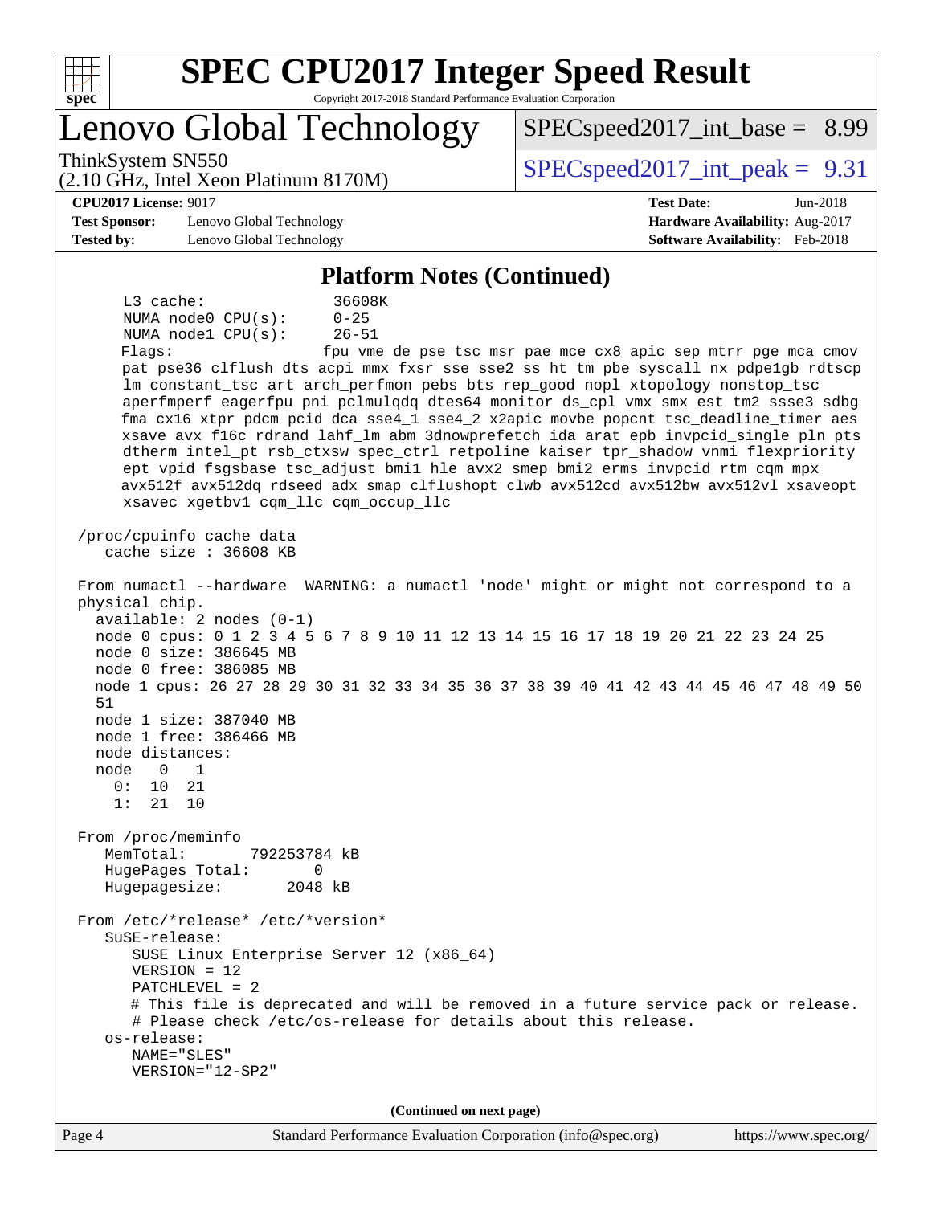## Platform Notes (Continued)

```
      L3 cache:              36608K
      NUMA node0 CPU(s):     0-25
      NUMA node1 CPU(s):     26-51
      Flags:                 fpu vme de pse tsc msr pae mce cx8 apic sep mtrr pge mca cmov
      pat pse36 clflush dts acpi mmx fxsr sse sse2 ss ht tm pbe syscall nx pdpe1gb rdtscp
      lm constant_tsc art arch_perfmon pebs bts rep_good nopl xtopology nonstop_tsc
      aperfmperf eagerfpu pni pclmulqdq dtes64 monitor ds_cpl vmx smx est tm2 ssse3 sdbg
      fma cx16 xtpr pdcm pcid dca sse4_1 sse4_2 x2apic movbe popcnt tsc_deadline_timer aes
      xsave avx f16c rdrand lahf_lm abm 3dnowprefetch ida arat epb invpcid_single pln pts
      dtherm intel_pt rsb_ctxsw spec_ctrl retpoline kaiser tpr_shadow vnmi flexpriority
      ept vpid fsgsbase tsc_adjust bmi1 hle avx2 smep bmi2 erms invpcid rtm cqm mpx
      avx512f avx512dq rdseed adx smap clflushopt clwb avx512cd avx512bw avx512vl xsaveopt
      xsavec xgetbv1 cqm_llc cqm_occup_llc

 /proc/cpuinfo cache data
    cache size : 36608 KB

 From numactl --hardware  WARNING: a numactl 'node' might or might not correspond to a
 physical chip.
   available: 2 nodes (0-1)
   node 0 cpus: 0 1 2 3 4 5 6 7 8 9 10 11 12 13 14 15 16 17 18 19 20 21 22 23 24 25
   node 0 size: 386645 MB
   node 0 free: 386085 MB
   node 1 cpus: 26 27 28 29 30 31 32 33 34 35 36 37 38 39 40 41 42 43 44 45 46 47 48 49 50
   51
   node 1 size: 387040 MB
   node 1 free: 386466 MB
   node distances:
   node   0   1
     0:  10  21
     1:  21  10

 From /proc/meminfo
    MemTotal:       792253784 kB
    HugePages_Total:       0
    Hugepagesize:       2048 kB

 From /etc/*release* /etc/*version*
    SuSE-release:
       SUSE Linux Enterprise Server 12 (x86_64)
       VERSION = 12
       PATCHLEVEL = 2
       # This file is deprecated and will be removed in a future service pack or release.
       # Please check /etc/os-release for details about this release.
    os-release:
       NAME="SLES"
       VERSION="12-SP2"
```

(Continued on next page)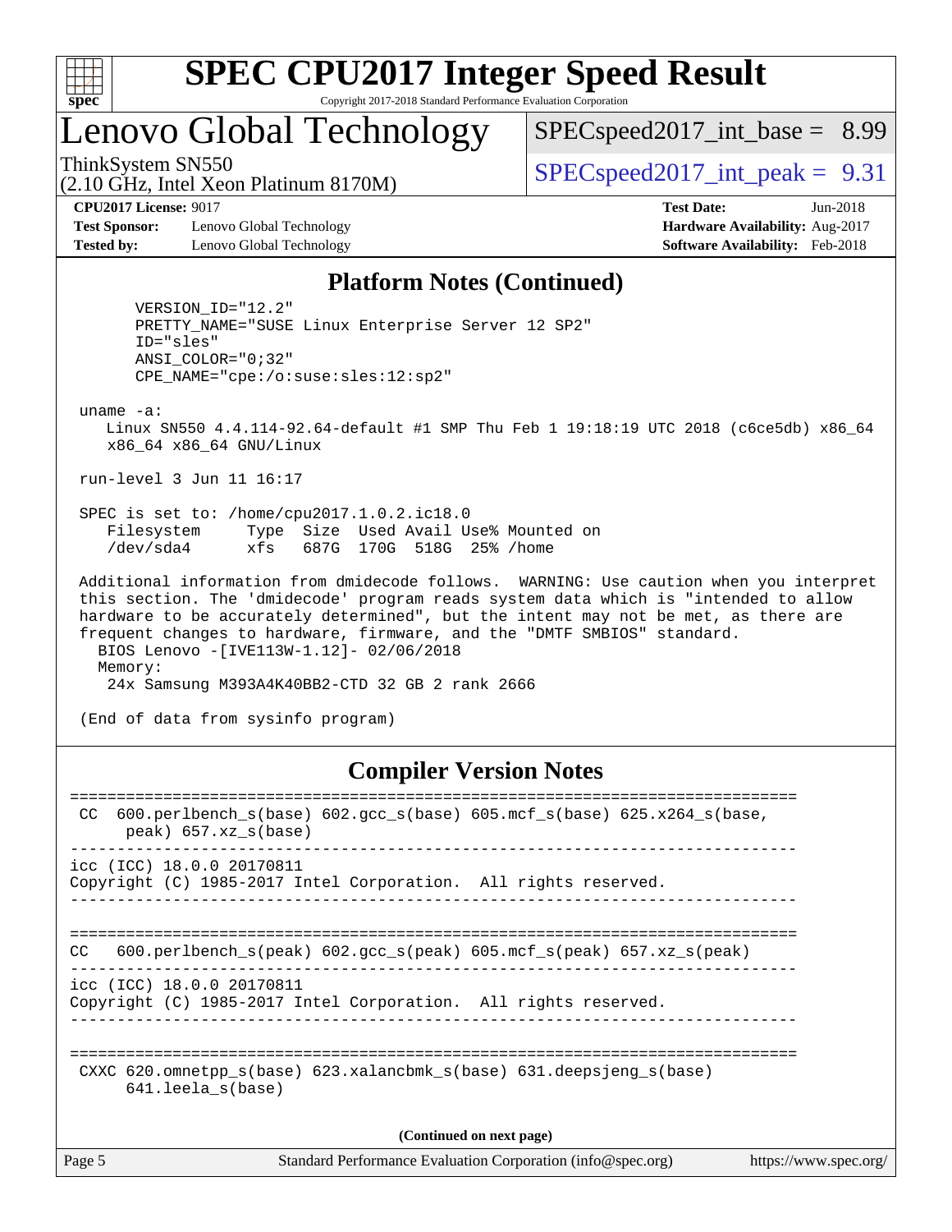## Platform Notes (Continued)

```
      VERSION_ID="12.2"
      PRETTY_NAME="SUSE Linux Enterprise Server 12 SP2"
      ID="sles"
      ANSI_COLOR="0;32"
      CPE_NAME="cpe:/o:suse:sles:12:sp2"

 uname -a:
    Linux SN550 4.4.114-92.64-default #1 SMP Thu Feb 1 19:18:19 UTC 2018 (c6ce5db) x86_64
    x86_64 x86_64 GNU/Linux

 run-level 3 Jun 11 16:17

 SPEC is set to: /home/cpu2017.1.0.2.ic18.0
    Filesystem     Type  Size  Used Avail Use% Mounted on
    /dev/sda4      xfs   687G  170G  518G  25% /home

 Additional information from dmidecode follows.  WARNING: Use caution when you interpret
 this section. The 'dmidecode' program reads system data which is "intended to allow
 hardware to be accurately determined", but the intent may not be met, as there are
 frequent changes to hardware, firmware, and the "DMTF SMBIOS" standard.
   BIOS Lenovo -[IVE113W-1.12]- 02/06/2018
   Memory:
    24x Samsung M393A4K40BB2-CTD 32 GB 2 rank 2666

 (End of data from sysinfo program)
```

## Compiler Version Notes

```
==============================================================================
 CC  600.perlbench_s(base) 602.gcc_s(base) 605.mcf_s(base) 625.x264_s(base,
      peak) 657.xz_s(base)
------------------------------------------------------------------------------
icc (ICC) 18.0.0 20170811
Copyright (C) 1985-2017 Intel Corporation.  All rights reserved.
------------------------------------------------------------------------------

==============================================================================
CC   600.perlbench_s(peak) 602.gcc_s(peak) 605.mcf_s(peak) 657.xz_s(peak)
------------------------------------------------------------------------------
icc (ICC) 18.0.0 20170811
Copyright (C) 1985-2017 Intel Corporation.  All rights reserved.
------------------------------------------------------------------------------

==============================================================================
 CXXC 620.omnetpp_s(base) 623.xalancbmk_s(base) 631.deepsjeng_s(base)
      641.leela_s(base)
```

(Continued on next page)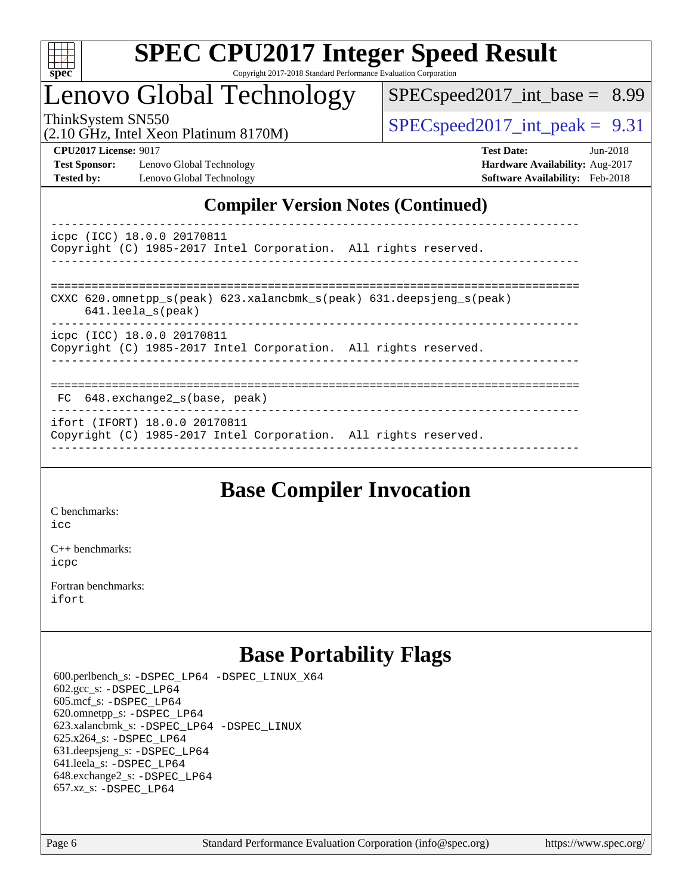## Compiler Version Notes (Continued)

```
------------------------------------------------------------------------------
icpc (ICC) 18.0.0 20170811
Copyright (C) 1985-2017 Intel Corporation.  All rights reserved.
------------------------------------------------------------------------------

==============================================================================
CXXC 620.omnetpp_s(peak) 623.xalancbmk_s(peak) 631.deepsjeng_s(peak)
      641.leela_s(peak)
------------------------------------------------------------------------------
icpc (ICC) 18.0.0 20170811
Copyright (C) 1985-2017 Intel Corporation.  All rights reserved.
------------------------------------------------------------------------------

==============================================================================
 FC  648.exchange2_s(base, peak)
------------------------------------------------------------------------------
ifort (IFORT) 18.0.0 20170811
Copyright (C) 1985-2017 Intel Corporation.  All rights reserved.
------------------------------------------------------------------------------
```

## Base Compiler Invocation

C benchmarks:
icc

C++ benchmarks:
icpc

Fortran benchmarks:
ifort

## Base Portability Flags

600.perlbench_s: -DSPEC_LP64 -DSPEC_LINUX_X64
602.gcc_s: -DSPEC_LP64
605.mcf_s: -DSPEC_LP64
620.omnetpp_s: -DSPEC_LP64
623.xalancbmk_s: -DSPEC_LP64 -DSPEC_LINUX
625.x264_s: -DSPEC_LP64
631.deepsjeng_s: -DSPEC_LP64
641.leela_s: -DSPEC_LP64
648.exchange2_s: -DSPEC_LP64
657.xz_s: -DSPEC_LP64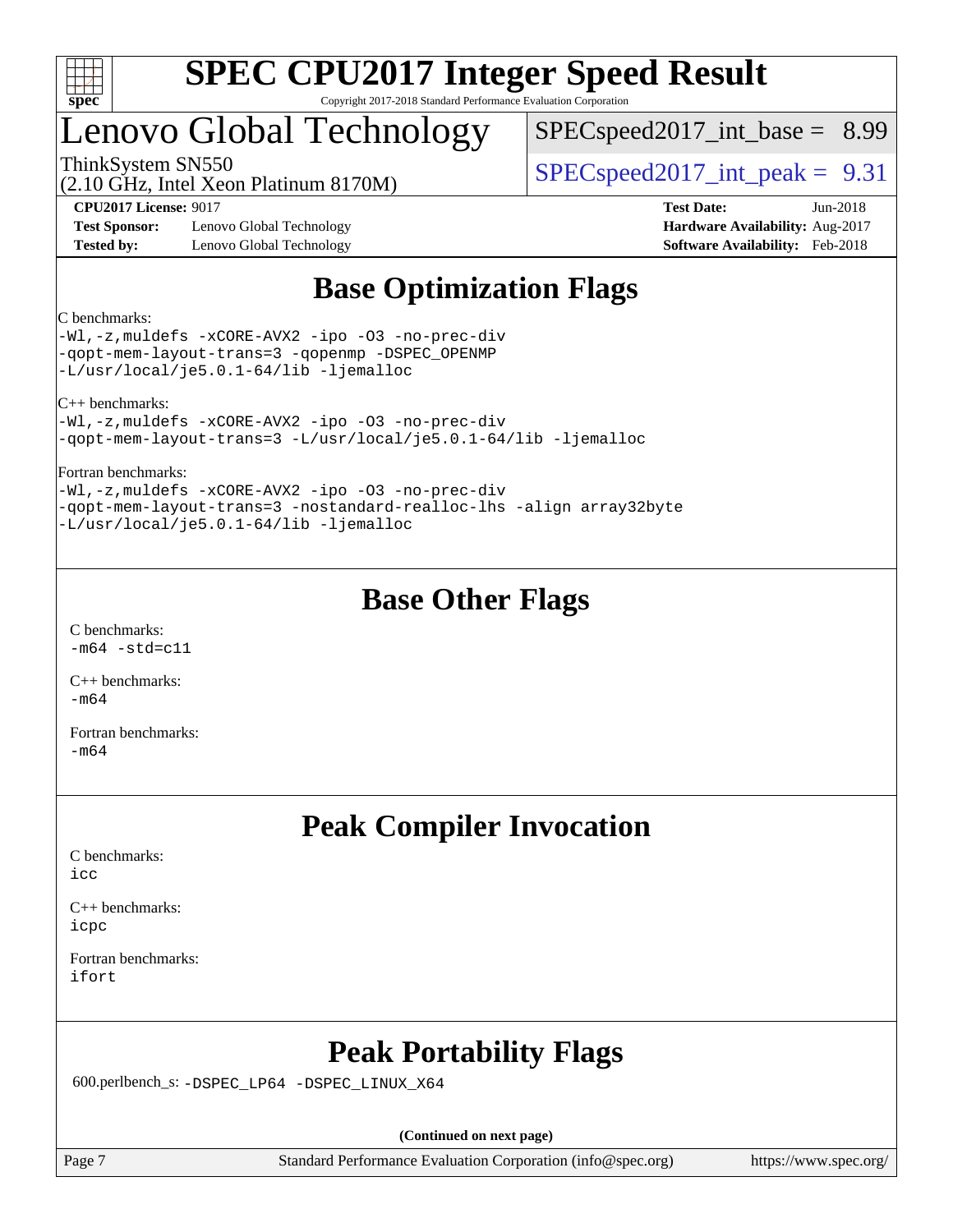# SPEC CPU2017 Integer Speed Result

Copyright 2017-2018 Standard Performance Evaluation Corporation

# Lenovo Global Technology

ThinkSystem SN550
(2.10 GHz, Intel Xeon Platinum 8170M)

SPECspeed2017_int_base = 8.99

SPECspeed2017_int_peak = 9.31

**CPU2017 License:** 9017
**Test Sponsor:** Lenovo Global Technology
**Tested by:** Lenovo Global Technology

**Test Date:** Jun-2018
**Hardware Availability:** Aug-2017
**Software Availability:** Feb-2018

## Base Optimization Flags

C benchmarks:
```
-Wl,-z,muldefs -xCORE-AVX2 -ipo -O3 -no-prec-div
-qopt-mem-layout-trans=3 -qopenmp -DSPEC_OPENMP
-L/usr/local/je5.0.1-64/lib -ljemalloc
```

C++ benchmarks:
```
-Wl,-z,muldefs -xCORE-AVX2 -ipo -O3 -no-prec-div
-qopt-mem-layout-trans=3 -L/usr/local/je5.0.1-64/lib -ljemalloc
```

Fortran benchmarks:
```
-Wl,-z,muldefs -xCORE-AVX2 -ipo -O3 -no-prec-div
-qopt-mem-layout-trans=3 -nostandard-realloc-lhs -align array32byte
-L/usr/local/je5.0.1-64/lib -ljemalloc
```

## Base Other Flags

C benchmarks:
`-m64 -std=c11`

C++ benchmarks:
`-m64`

Fortran benchmarks:
`-m64`

## Peak Compiler Invocation

C benchmarks:
`icc`

C++ benchmarks:
`icpc`

Fortran benchmarks:
`ifort`

## Peak Portability Flags

600.perlbench_s: `-DSPEC_LP64 -DSPEC_LINUX_X64`

**(Continued on next page)**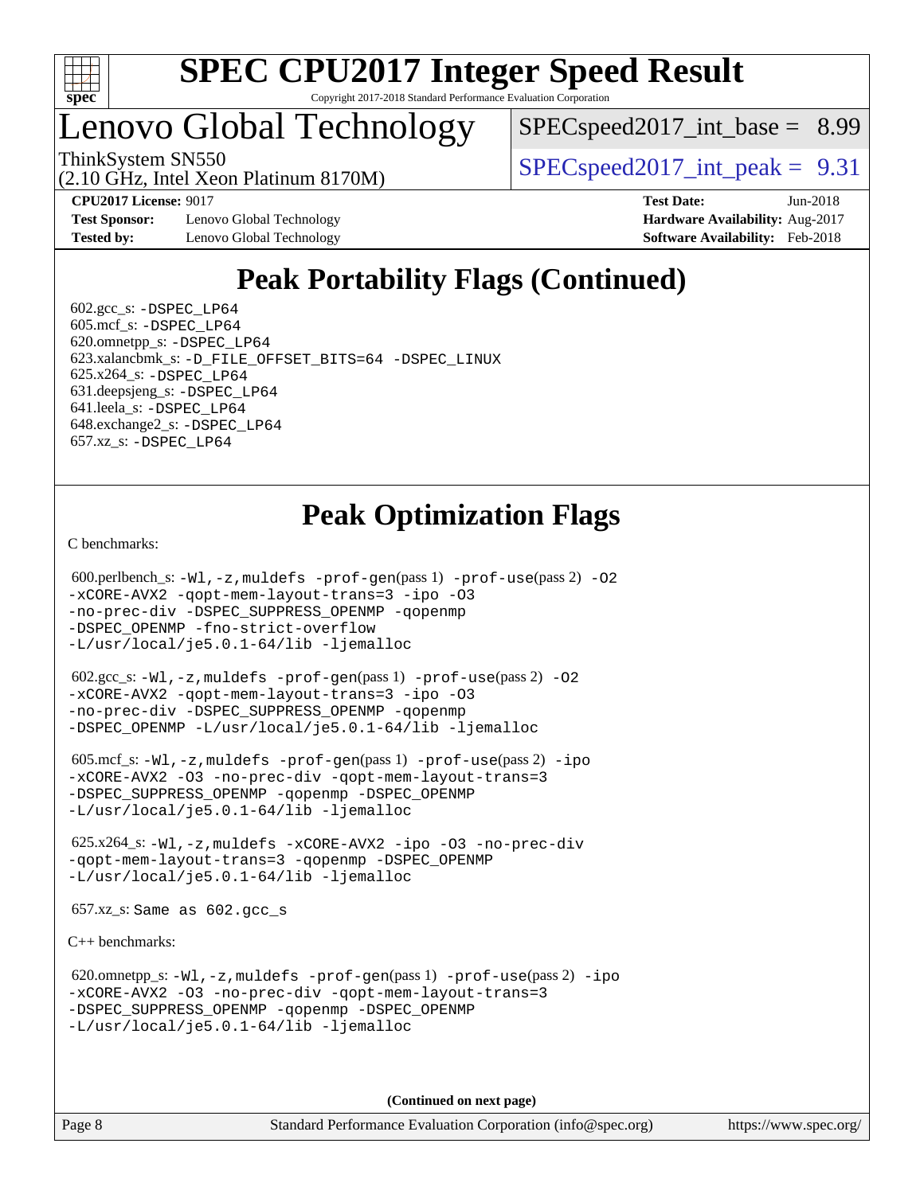# Peak Portability Flags (Continued)

602.gcc_s: -DSPEC_LP64
605.mcf_s: -DSPEC_LP64
620.omnetpp_s: -DSPEC_LP64
623.xalancbmk_s: -D_FILE_OFFSET_BITS=64 -DSPEC_LINUX
625.x264_s: -DSPEC_LP64
631.deepsjeng_s: -DSPEC_LP64
641.leela_s: -DSPEC_LP64
648.exchange2_s: -DSPEC_LP64
657.xz_s: -DSPEC_LP64

# Peak Optimization Flags

C benchmarks:

600.perlbench_s: -Wl,-z,muldefs -prof-gen(pass 1) -prof-use(pass 2) -O2 -xCORE-AVX2 -qopt-mem-layout-trans=3 -ipo -O3 -no-prec-div -DSPEC_SUPPRESS_OPENMP -qopenmp -DSPEC_OPENMP -fno-strict-overflow -L/usr/local/je5.0.1-64/lib -ljemalloc

602.gcc_s: -Wl,-z,muldefs -prof-gen(pass 1) -prof-use(pass 2) -O2 -xCORE-AVX2 -qopt-mem-layout-trans=3 -ipo -O3 -no-prec-div -DSPEC_SUPPRESS_OPENMP -qopenmp -DSPEC_OPENMP -L/usr/local/je5.0.1-64/lib -ljemalloc

605.mcf_s: -Wl,-z,muldefs -prof-gen(pass 1) -prof-use(pass 2) -ipo -xCORE-AVX2 -O3 -no-prec-div -qopt-mem-layout-trans=3 -DSPEC_SUPPRESS_OPENMP -qopenmp -DSPEC_OPENMP -L/usr/local/je5.0.1-64/lib -ljemalloc

625.x264_s: -Wl,-z,muldefs -xCORE-AVX2 -ipo -O3 -no-prec-div -qopt-mem-layout-trans=3 -qopenmp -DSPEC_OPENMP -L/usr/local/je5.0.1-64/lib -ljemalloc

657.xz_s: Same as 602.gcc_s

C++ benchmarks:

620.omnetpp_s: -Wl,-z,muldefs -prof-gen(pass 1) -prof-use(pass 2) -ipo -xCORE-AVX2 -O3 -no-prec-div -qopt-mem-layout-trans=3 -DSPEC_SUPPRESS_OPENMP -qopenmp -DSPEC_OPENMP -L/usr/local/je5.0.1-64/lib -ljemalloc

**(Continued on next page)**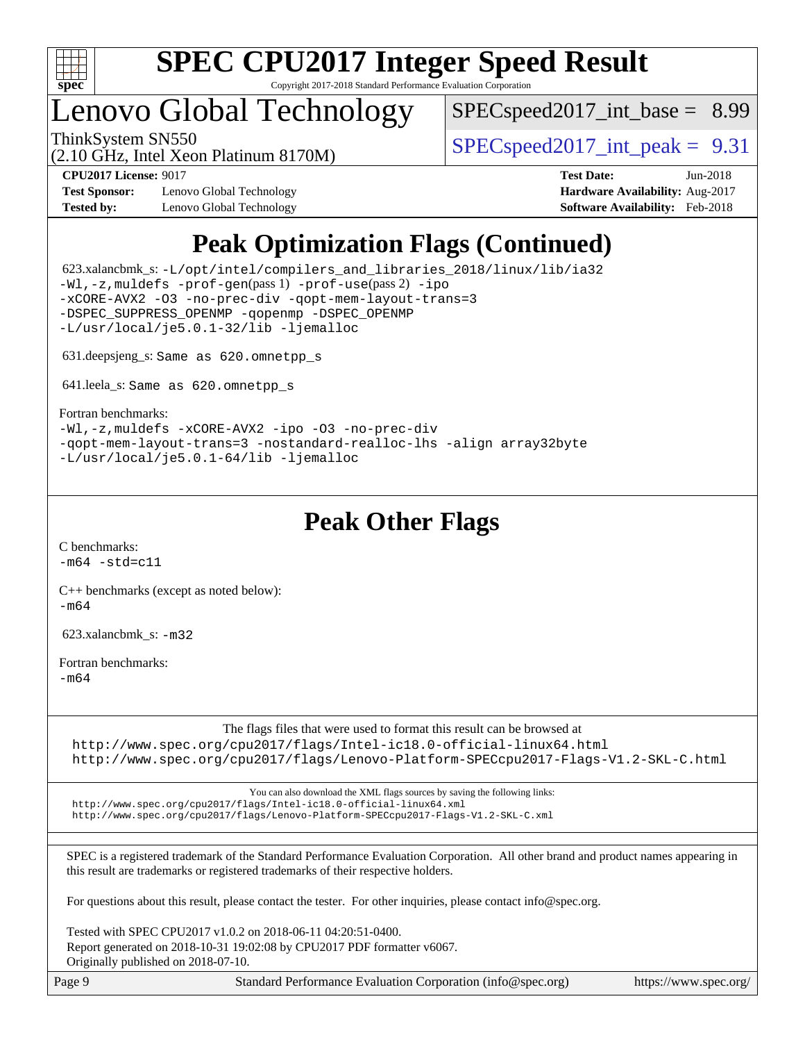# Peak Optimization Flags (Continued)

623.xalancbmk_s: -L/opt/intel/compilers_and_libraries_2018/linux/lib/ia32 -Wl,-z,muldefs -prof-gen(pass 1) -prof-use(pass 2) -ipo -xCORE-AVX2 -O3 -no-prec-div -qopt-mem-layout-trans=3 -DSPEC_SUPPRESS_OPENMP -qopenmp -DSPEC_OPENMP -L/usr/local/je5.0.1-32/lib -ljemalloc

631.deepsjeng_s: Same as 620.omnetpp_s

641.leela_s: Same as 620.omnetpp_s

Fortran benchmarks:
-Wl,-z,muldefs -xCORE-AVX2 -ipo -O3 -no-prec-div -qopt-mem-layout-trans=3 -nostandard-realloc-lhs -align array32byte -L/usr/local/je5.0.1-64/lib -ljemalloc

# Peak Other Flags

C benchmarks:
-m64 -std=c11

C++ benchmarks (except as noted below):
-m64

623.xalancbmk_s: -m32

Fortran benchmarks:
-m64

The flags files that were used to format this result can be browsed at
http://www.spec.org/cpu2017/flags/Intel-ic18.0-official-linux64.html
http://www.spec.org/cpu2017/flags/Lenovo-Platform-SPECcpu2017-Flags-V1.2-SKL-C.html

You can also download the XML flags sources by saving the following links:
http://www.spec.org/cpu2017/flags/Intel-ic18.0-official-linux64.xml
http://www.spec.org/cpu2017/flags/Lenovo-Platform-SPECcpu2017-Flags-V1.2-SKL-C.xml

SPEC is a registered trademark of the Standard Performance Evaluation Corporation. All other brand and product names appearing in this result are trademarks or registered trademarks of their respective holders.

For questions about this result, please contact the tester. For other inquiries, please contact info@spec.org.

Tested with SPEC CPU2017 v1.0.2 on 2018-06-11 04:20:51-0400.
Report generated on 2018-10-31 19:02:08 by CPU2017 PDF formatter v6067.
Originally published on 2018-07-10.